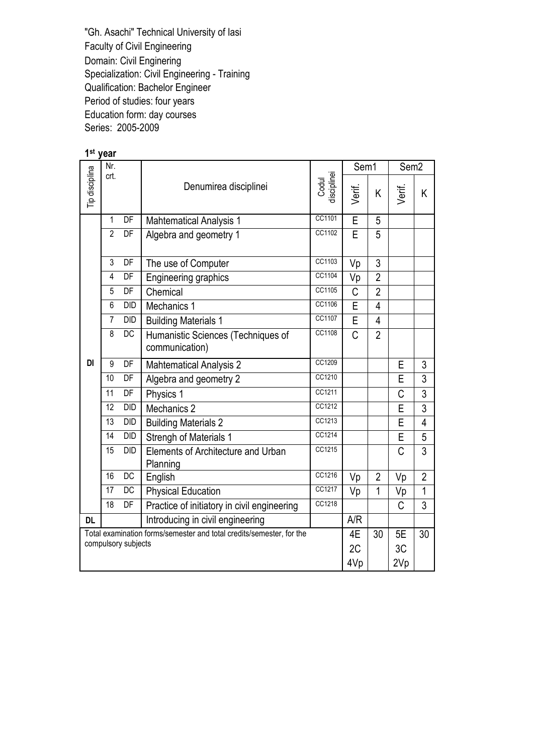"Gh. Asachi" Technical University of Iasi
Faculty of Civil Engineering
Domain: Civil Enginering
Specialization: Civil Engineering - Training
Qualification: Bachelor Engineer
Period of studies: four years
Education form: day courses
Series: 2005-2009

**1st year**

| Tip disciplina | Nr. crt. | | Denumirea disciplinei | Codul disciplinei | Sem1 | | Sem2 | |
|---|---|---|---|---|---|---|---|---|
| | | | | | Verif. | K | Verif. | K |
| DI | 1 | DF | Mahtematical Analysis 1 | CC1101 | E | 5 | | |
| | 2 | DF | Algebra and geometry 1 | CC1102 | E | 5 | | |
| | 3 | DF | The use of Computer | CC1103 | Vp | 3 | | |
| | 4 | DF | Engineering graphics | CC1104 | Vp | 2 | | |
| | 5 | DF | Chemical | CC1105 | C | 2 | | |
| | 6 | DID | Mechanics 1 | CC1106 | E | 4 | | |
| | 7 | DID | Building Materials 1 | CC1107 | E | 4 | | |
| | 8 | DC | Humanistic Sciences (Techniques of communication) | CC1108 | C | 2 | | |
| | 9 | DF | Mahtematical Analysis 2 | CC1209 | | | E | 3 |
| | 10 | DF | Algebra and geometry 2 | CC1210 | | | E | 3 |
| | 11 | DF | Physics 1 | CC1211 | | | C | 3 |
| | 12 | DID | Mechanics 2 | CC1212 | | | E | 3 |
| | 13 | DID | Building Materials 2 | CC1213 | | | E | 4 |
| | 14 | DID | Strengh of Materials 1 | CC1214 | | | E | 5 |
| | 15 | DID | Elements of Architecture and Urban Planning | CC1215 | | | C | 3 |
| | 16 | DC | English | CC1216 | Vp | 2 | Vp | 2 |
| | 17 | DC | Physical Education | CC1217 | Vp | 1 | Vp | 1 |
| | 18 | DF | Practice of initiatory in civil engineering | CC1218 | | | C | 3 |
| DL | | | Introducing in civil engineering | | A/R | | | |
| Total examination forms/semester and total credits/semester, for the compulsory subjects | | | | | 4E 2C 4Vp | 30 | 5E 3C 2Vp | 30 |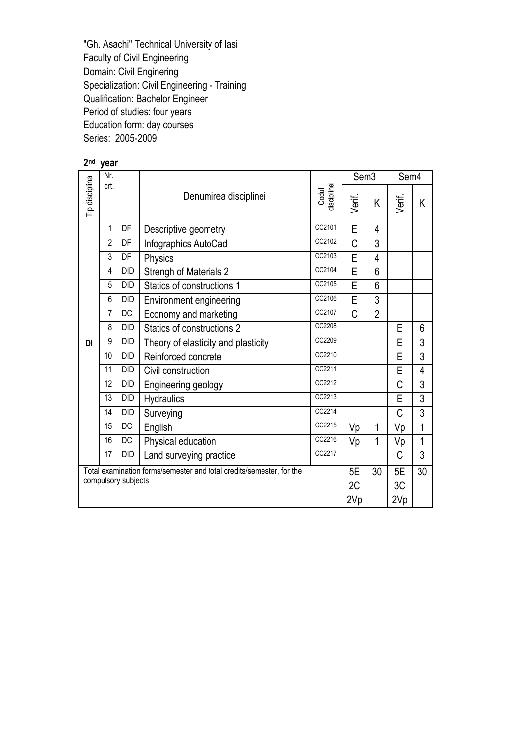"Gh. Asachi" Technical University of Iasi
Faculty of Civil Engineering
Domain: Civil Enginering
Specialization: Civil Engineering - Training
Qualification: Bachelor Engineer
Period of studies: four years
Education form: day courses
Series: 2005-2009

**2nd year**

| Tip disciplina | Nr. crt. | | Denumirea disciplinei | Codul disciplinei | Sem3 | | Sem4 | |
|---|---|---|---|---|---|---|---|---|
| | | | | | Verif. | K | Verif. | K |
| DI | 1 | DF | Descriptive geometry | CC2101 | E | 4 | | |
| | 2 | DF | Infographics AutoCad | CC2102 | C | 3 | | |
| | 3 | DF | Physics | CC2103 | E | 4 | | |
| | 4 | DID | Strengh of Materials 2 | CC2104 | E | 6 | | |
| | 5 | DID | Statics of constructions 1 | CC2105 | E | 6 | | |
| | 6 | DID | Environment engineering | CC2106 | E | 3 | | |
| | 7 | DC | Economy and marketing | CC2107 | C | 2 | | |
| | 8 | DID | Statics of constructions 2 | CC2208 | | | E | 6 |
| | 9 | DID | Theory of elasticity and plasticity | CC2209 | | | E | 3 |
| | 10 | DID | Reinforced concrete | CC2210 | | | E | 3 |
| | 11 | DID | Civil construction | CC2211 | | | E | 4 |
| | 12 | DID | Engineering geology | CC2212 | | | C | 3 |
| | 13 | DID | Hydraulics | CC2213 | | | E | 3 |
| | 14 | DID | Surveying | CC2214 | | | C | 3 |
| | 15 | DC | English | CC2215 | Vp | 1 | Vp | 1 |
| | 16 | DC | Physical education | CC2216 | Vp | 1 | Vp | 1 |
| | 17 | DID | Land surveying practice | CC2217 | | | C | 3 |
| Total examination forms/semester and total credits/semester, for the compulsory subjects | | | | | 5E 2C 2Vp | 30 | 5E 3C 2Vp | 30 |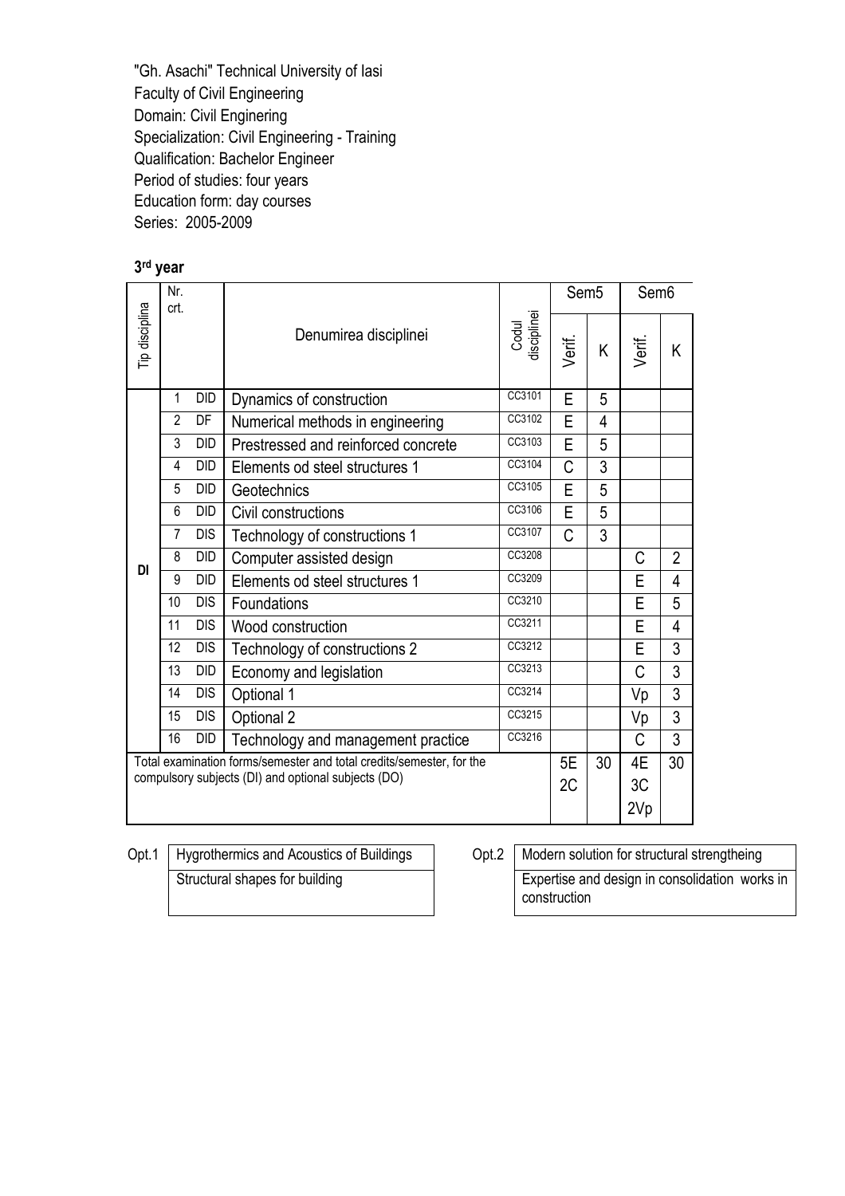"Gh. Asachi" Technical University of Iasi
Faculty of Civil Engineering
Domain: Civil Enginering
Specialization: Civil Engineering - Training
Qualification: Bachelor Engineer
Period of studies: four years
Education form: day courses
Series: 2005-2009

**3rd year**

| Tip disciplina | Nr. crt. | | Denumirea disciplinei | Codul disciplinei | Sem5 | | Sem6 | |
|---|---|---|---|---|---|---|---|---|
| | | | | | Verif. | K | Verif. | K |
| DI | 1 | DID | Dynamics of construction | CC3101 | E | 5 | | |
| | 2 | DF | Numerical methods in engineering | CC3102 | E | 4 | | |
| | 3 | DID | Prestressed and reinforced concrete | CC3103 | E | 5 | | |
| | 4 | DID | Elements od steel structures 1 | CC3104 | C | 3 | | |
| | 5 | DID | Geotechnics | CC3105 | E | 5 | | |
| | 6 | DID | Civil constructions | CC3106 | E | 5 | | |
| | 7 | DIS | Technology of constructions 1 | CC3107 | C | 3 | | |
| | 8 | DID | Computer assisted design | CC3208 | | | C | 2 |
| | 9 | DID | Elements od steel structures 1 | CC3209 | | | E | 4 |
| | 10 | DIS | Foundations | CC3210 | | | E | 5 |
| | 11 | DIS | Wood construction | CC3211 | | | E | 4 |
| | 12 | DIS | Technology of constructions 2 | CC3212 | | | E | 3 |
| | 13 | DID | Economy and legislation | CC3213 | | | C | 3 |
| | 14 | DIS | Optional 1 | CC3214 | | | Vp | 3 |
| | 15 | DIS | Optional 2 | CC3215 | | | Vp | 3 |
| | 16 | DID | Technology and management practice | CC3216 | | | C | 3 |
| Total examination forms/semester and total credits/semester, for the compulsory subjects (DI) and optional subjects (DO) | | | | | 5E 2C | 30 | 4E 3C 2Vp | 30 |

| Opt.1 | |
|---|---|
| | Hygrothermics and Acoustics of Buildings |
| | Structural shapes for building |

| Opt.2 | |
|---|---|
| | Modern solution for structural strengtheing |
| | Expertise and design in consolidation works in construction |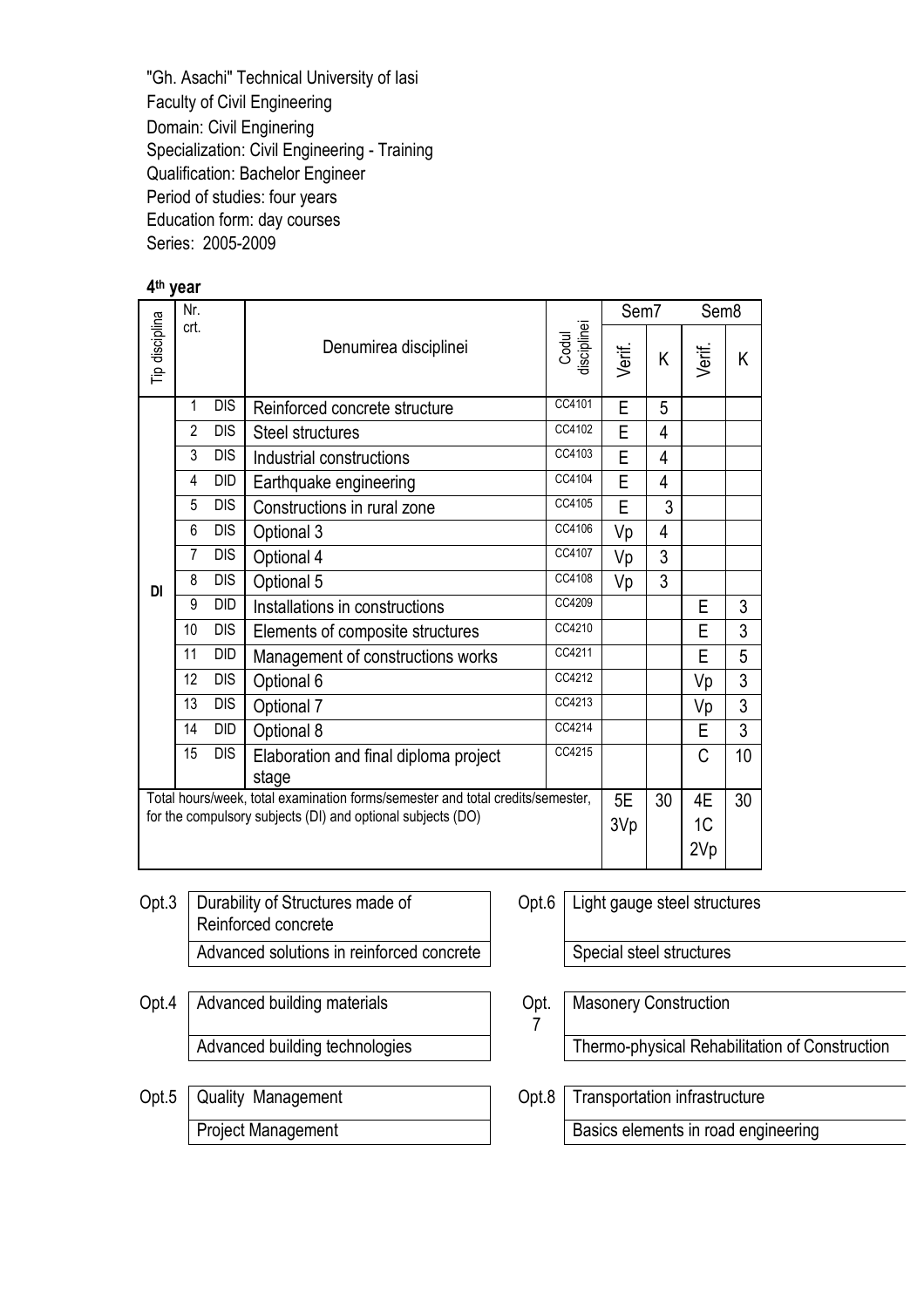"Gh. Asachi" Technical University of Iasi
Faculty of Civil Engineering
Domain: Civil Enginering
Specialization: Civil Engineering - Training
Qualification: Bachelor Engineer
Period of studies: four years
Education form: day courses
Series: 2005-2009

**4th year**

| Tip disciplina | Nr. crt. | | Denumirea disciplinei | Codul disciplinei | Sem7 | | Sem8 | |
|---|---|---|---|---|---|---|---|---|
| | | | | | Verif. | K | Verif. | K |
| DI | 1 | DIS | Reinforced concrete structure | CC4101 | E | 5 | | |
| | 2 | DIS | Steel structures | CC4102 | E | 4 | | |
| | 3 | DIS | Industrial constructions | CC4103 | E | 4 | | |
| | 4 | DID | Earthquake engineering | CC4104 | E | 4 | | |
| | 5 | DIS | Constructions in rural zone | CC4105 | E | 3 | | |
| | 6 | DIS | Optional 3 | CC4106 | Vp | 4 | | |
| | 7 | DIS | Optional 4 | CC4107 | Vp | 3 | | |
| | 8 | DIS | Optional 5 | CC4108 | Vp | 3 | | |
| | 9 | DID | Installations in constructions | CC4209 | | | E | 3 |
| | 10 | DIS | Elements of composite structures | CC4210 | | | E | 3 |
| | 11 | DID | Management of constructions works | CC4211 | | | E | 5 |
| | 12 | DIS | Optional 6 | CC4212 | | | Vp | 3 |
| | 13 | DIS | Optional 7 | CC4213 | | | Vp | 3 |
| | 14 | DID | Optional 8 | CC4214 | | | E | 3 |
| | 15 | DIS | Elaboration and final diploma project stage | CC4215 | | | C | 10 |
| Total hours/week, total examination forms/semester and total credits/semester, for the compulsory subjects (DI) and optional subjects (DO) | | | | | 5E 3Vp | 30 | 4E 1C 2Vp | 30 |

| Opt. | Courses |
|---|---|
| Opt.3 | Durability of Structures made of Reinforced concrete |
| | Advanced solutions in reinforced concrete |
| Opt.4 | Advanced building materials |
| | Advanced building technologies |
| Opt.5 | Quality Management |
| | Project Management |

| Opt. | Courses |
|---|---|
| Opt.6 | Light gauge steel structures |
| | Special steel structures |
| Opt. 7 | Masonery Construction |
| | Thermo-physical Rehabilitation of Construction |
| Opt.8 | Transportation infrastructure |
| | Basics elements in road engineering |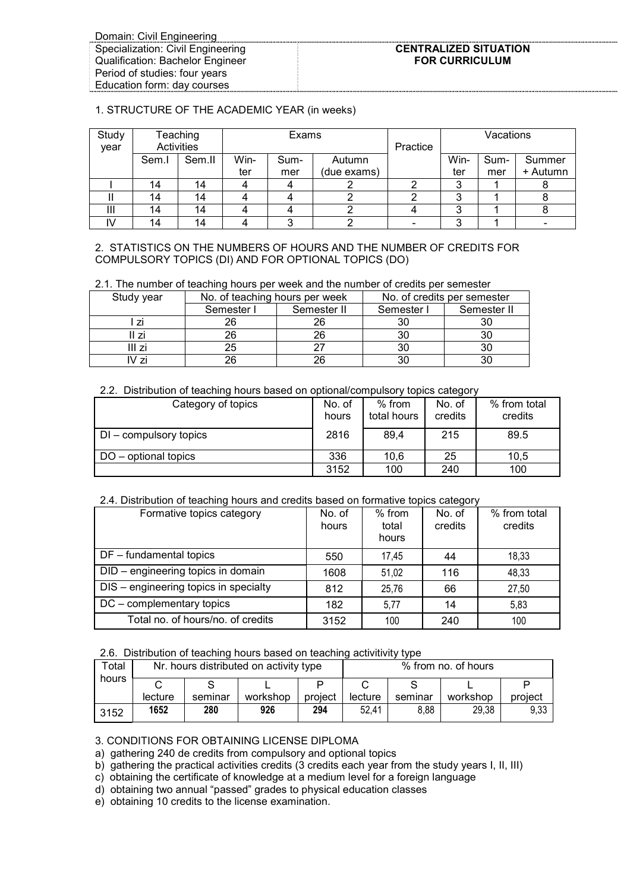Domain: Civil Engineering
Specialization: Civil Engineering
Qualification: Bachelor Engineer
Period of studies: four years
Education form: day courses

**CENTRALIZED SITUATION FOR CURRICULUM**

1. STRUCTURE OF THE ACADEMIC YEAR (in weeks)

| Study year | Teaching Activities | | Exams | | | Practice | Vacations | | |
|---|---|---|---|---|---|---|---|---|---|
| | Sem.I | Sem.II | Winter | Summer | Autumn (due exams) | | Winter | Summer | Summer + Autumn |
| I | 14 | 14 | 4 | 4 | 2 | 2 | 3 | 1 | 8 |
| II | 14 | 14 | 4 | 4 | 2 | 2 | 3 | 1 | 8 |
| III | 14 | 14 | 4 | 4 | 2 | 4 | 3 | 1 | 8 |
| IV | 14 | 14 | 4 | 3 | 2 | - | 3 | 1 | - |

2. STATISTICS ON THE NUMBERS OF HOURS AND THE NUMBER OF CREDITS FOR COMPULSORY TOPICS (DI) AND FOR OPTIONAL TOPICS (DO)

2.1. The number of teaching hours per week and the number of credits per semester

| Study year | No. of teaching hours per week | | No. of credits per semester | |
|---|---|---|---|---|
| | Semester I | Semester II | Semester I | Semester II |
| I zi | 26 | 26 | 30 | 30 |
| II zi | 26 | 26 | 30 | 30 |
| III zi | 25 | 27 | 30 | 30 |
| IV zi | 26 | 26 | 30 | 30 |

2.2. Distribution of teaching hours based on optional/compulsory topics category

| Category of topics | No. of hours | % from total hours | No. of credits | % from total credits |
|---|---|---|---|---|
| DI – compulsory topics | 2816 | 89,4 | 215 | 89.5 |
| DO – optional topics | 336 | 10,6 | 25 | 10,5 |
| | 3152 | 100 | 240 | 100 |

2.4. Distribution of teaching hours and credits based on formative topics category

| Formative topics category | No. of hours | % from total hours | No. of credits | % from total credits |
|---|---|---|---|---|
| DF – fundamental topics | 550 | 17,45 | 44 | 18,33 |
| DID – engineering topics in domain | 1608 | 51,02 | 116 | 48,33 |
| DIS – engineering topics in specialty | 812 | 25,76 | 66 | 27,50 |
| DC – complementary topics | 182 | 5,77 | 14 | 5,83 |
| Total no. of hours/no. of credits | 3152 | 100 | 240 | 100 |

2.6. Distribution of teaching hours based on teaching activitivity type

| Total hours | Nr. hours distributed on activity type | | | | % from no. of hours | | | |
|---|---|---|---|---|---|---|---|---|
| | C lecture | S seminar | L workshop | P project | C lecture | S seminar | L workshop | P project |
| 3152 | 1652 | 280 | 926 | 294 | 52,41 | 8,88 | 29,38 | 9,33 |

3. CONDITIONS FOR OBTAINING LICENSE DIPLOMA

a) gathering 240 de credits from compulsory and optional topics
b) gathering the practical activities credits (3 credits each year from the study years I, II, III)
c) obtaining the certificate of knowledge at a medium level for a foreign language
d) obtaining two annual "passed" grades to physical education classes
e) obtaining 10 credits to the license examination.